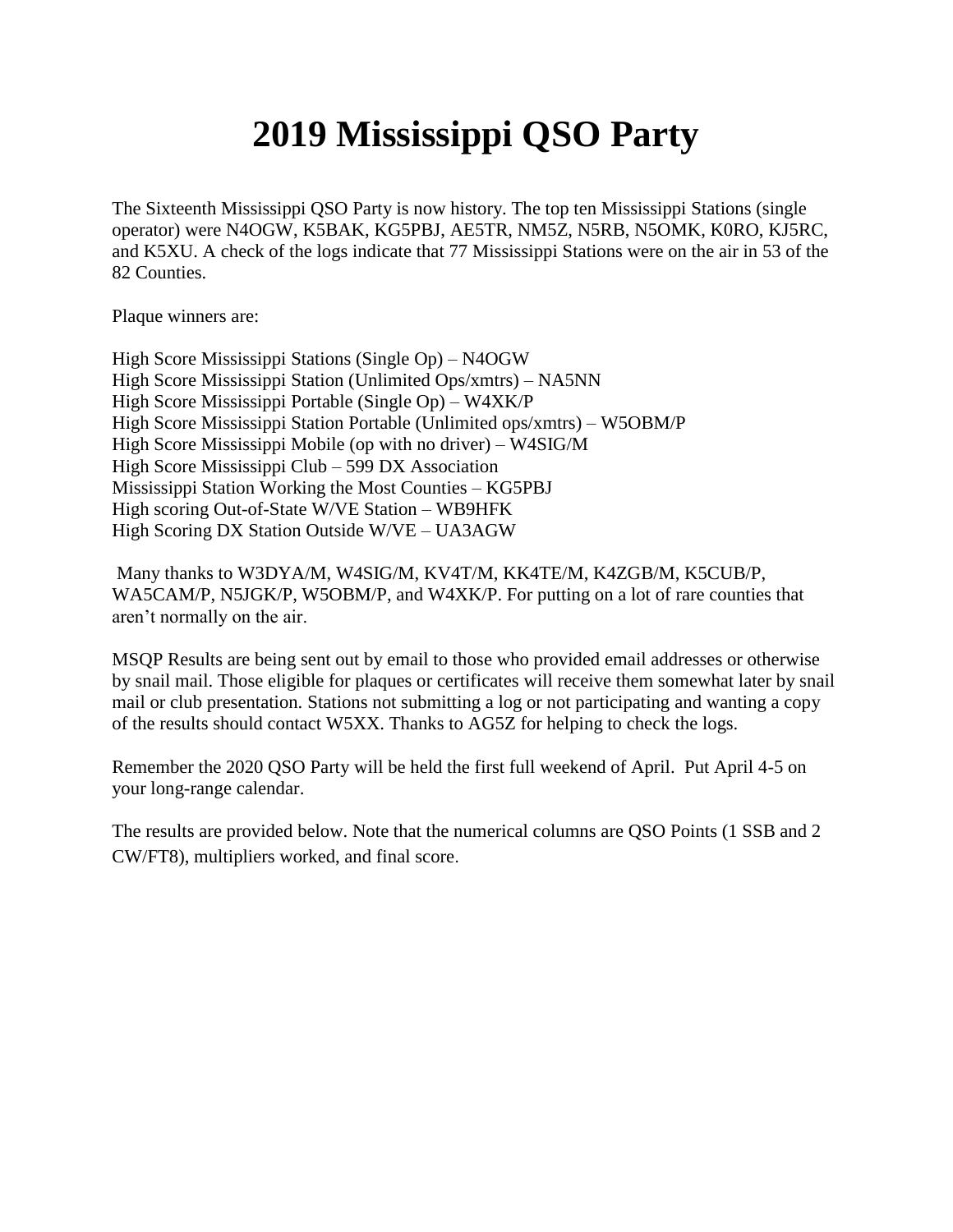# 2019 Mississippi QSO Party

The Sixteenth Mississippi QSO Party is now history. The top ten Mississippi Stations (single operator) were N4OGW, K5BAK, KG5PBJ, AE5TR, NM5Z, N5RB, N5OMK, K0RO, KJ5RC, and K5XU. A check of the logs indicate that 77 Mississippi Stations were on the air in 53 of the 82 Counties.

Plaque winners are:

High Score Mississippi Stations (Single Op) – N4OGW
High Score Mississippi Station (Unlimited Ops/xmtrs) – NA5NN
High Score Mississippi Portable (Single Op) – W4XK/P
High Score Mississippi Station Portable (Unlimited ops/xmtrs) – W5OBM/P
High Score Mississippi Mobile (op with no driver) – W4SIG/M
High Score Mississippi Club – 599 DX Association
Mississippi Station Working the Most Counties – KG5PBJ
High scoring Out-of-State W/VE Station – WB9HFK
High Scoring DX Station Outside W/VE – UA3AGW

Many thanks to W3DYA/M, W4SIG/M, KV4T/M, KK4TE/M, K4ZGB/M, K5CUB/P, WA5CAM/P, N5JGK/P, W5OBM/P, and W4XK/P. For putting on a lot of rare counties that aren't normally on the air.

MSQP Results are being sent out by email to those who provided email addresses or otherwise by snail mail. Those eligible for plaques or certificates will receive them somewhat later by snail mail or club presentation. Stations not submitting a log or not participating and wanting a copy of the results should contact W5XX. Thanks to AG5Z for helping to check the logs.

Remember the 2020 QSO Party will be held the first full weekend of April. Put April 4-5 on your long-range calendar.

The results are provided below. Note that the numerical columns are QSO Points (1 SSB and 2 CW/FT8), multipliers worked, and final score.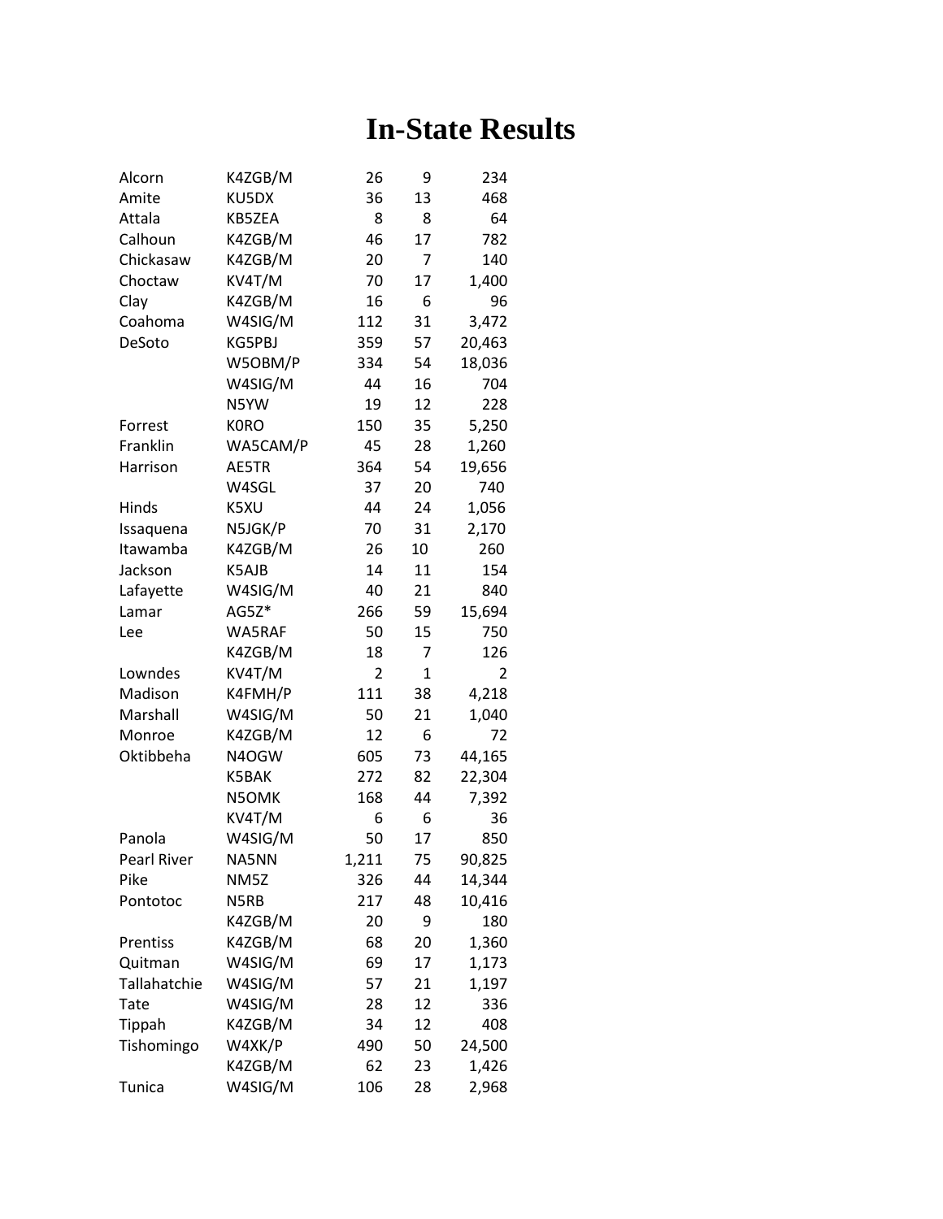# In-State Results

| | | | | |
|---|---|---|---|---|
| Alcorn | K4ZGB/M | 26 | 9 | 234 |
| Amite | KU5DX | 36 | 13 | 468 |
| Attala | KB5ZEA | 8 | 8 | 64 |
| Calhoun | K4ZGB/M | 46 | 17 | 782 |
| Chickasaw | K4ZGB/M | 20 | 7 | 140 |
| Choctaw | KV4T/M | 70 | 17 | 1,400 |
| Clay | K4ZGB/M | 16 | 6 | 96 |
| Coahoma | W4SIG/M | 112 | 31 | 3,472 |
| DeSoto | KG5PBJ | 359 | 57 | 20,463 |
| | W5OBM/P | 334 | 54 | 18,036 |
| | W4SIG/M | 44 | 16 | 704 |
| | N5YW | 19 | 12 | 228 |
| Forrest | K0RO | 150 | 35 | 5,250 |
| Franklin | WA5CAM/P | 45 | 28 | 1,260 |
| Harrison | AE5TR | 364 | 54 | 19,656 |
| | W4SGL | 37 | 20 | 740 |
| Hinds | K5XU | 44 | 24 | 1,056 |
| Issaquena | N5JGK/P | 70 | 31 | 2,170 |
| Itawamba | K4ZGB/M | 26 | 10 | 260 |
| Jackson | K5AJB | 14 | 11 | 154 |
| Lafayette | W4SIG/M | 40 | 21 | 840 |
| Lamar | AG5Z* | 266 | 59 | 15,694 |
| Lee | WA5RAF | 50 | 15 | 750 |
| | K4ZGB/M | 18 | 7 | 126 |
| Lowndes | KV4T/M | 2 | 1 | 2 |
| Madison | K4FMH/P | 111 | 38 | 4,218 |
| Marshall | W4SIG/M | 50 | 21 | 1,040 |
| Monroe | K4ZGB/M | 12 | 6 | 72 |
| Oktibbeha | N4OGW | 605 | 73 | 44,165 |
| | K5BAK | 272 | 82 | 22,304 |
| | N5OMK | 168 | 44 | 7,392 |
| | KV4T/M | 6 | 6 | 36 |
| Panola | W4SIG/M | 50 | 17 | 850 |
| Pearl River | NA5NN | 1,211 | 75 | 90,825 |
| Pike | NM5Z | 326 | 44 | 14,344 |
| Pontotoc | N5RB | 217 | 48 | 10,416 |
| | K4ZGB/M | 20 | 9 | 180 |
| Prentiss | K4ZGB/M | 68 | 20 | 1,360 |
| Quitman | W4SIG/M | 69 | 17 | 1,173 |
| Tallahatchie | W4SIG/M | 57 | 21 | 1,197 |
| Tate | W4SIG/M | 28 | 12 | 336 |
| Tippah | K4ZGB/M | 34 | 12 | 408 |
| Tishomingo | W4XK/P | 490 | 50 | 24,500 |
| | K4ZGB/M | 62 | 23 | 1,426 |
| Tunica | W4SIG/M | 106 | 28 | 2,968 |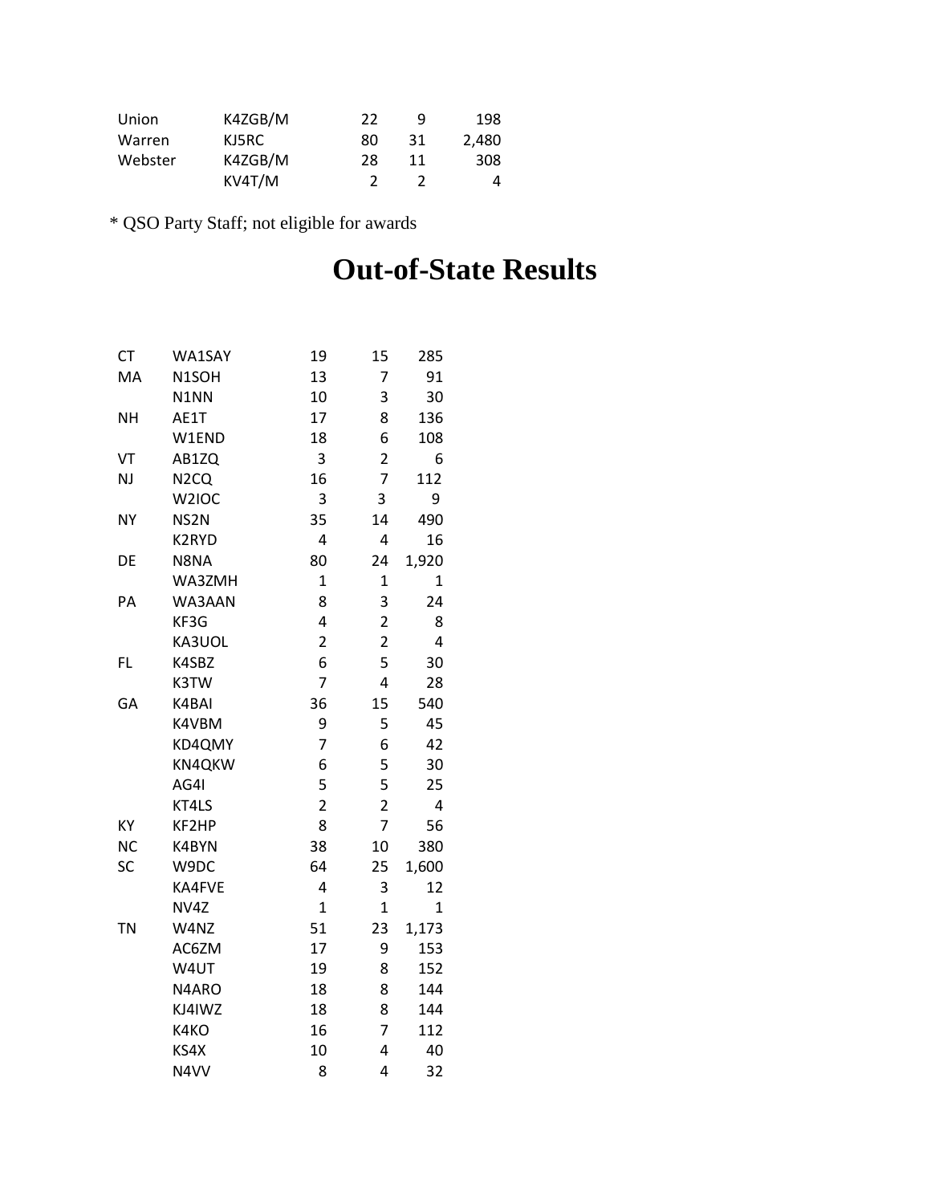| | | | | |
|---|---|---|---|---|
| Union | K4ZGB/M | 22 | 9 | 198 |
| Warren | KJ5RC | 80 | 31 | 2,480 |
| Webster | K4ZGB/M | 28 | 11 | 308 |
| | KV4T/M | 2 | 2 | 4 |

* QSO Party Staff; not eligible for awards

# Out-of-State Results

| | | | | |
|---|---|---|---|---|
| CT | WA1SAY | 19 | 15 | 285 |
| MA | N1SOH | 13 | 7 | 91 |
| | N1NN | 10 | 3 | 30 |
| NH | AE1T | 17 | 8 | 136 |
| | W1END | 18 | 6 | 108 |
| VT | AB1ZQ | 3 | 2 | 6 |
| NJ | N2CQ | 16 | 7 | 112 |
| | W2IOC | 3 | 3 | 9 |
| NY | NS2N | 35 | 14 | 490 |
| | K2RYD | 4 | 4 | 16 |
| DE | N8NA | 80 | 24 | 1,920 |
| | WA3ZMH | 1 | 1 | 1 |
| PA | WA3AAN | 8 | 3 | 24 |
| | KF3G | 4 | 2 | 8 |
| | KA3UOL | 2 | 2 | 4 |
| FL | K4SBZ | 6 | 5 | 30 |
| | K3TW | 7 | 4 | 28 |
| GA | K4BAI | 36 | 15 | 540 |
| | K4VBM | 9 | 5 | 45 |
| | KD4QMY | 7 | 6 | 42 |
| | KN4QKW | 6 | 5 | 30 |
| | AG4I | 5 | 5 | 25 |
| | KT4LS | 2 | 2 | 4 |
| KY | KF2HP | 8 | 7 | 56 |
| NC | K4BYN | 38 | 10 | 380 |
| SC | W9DC | 64 | 25 | 1,600 |
| | KA4FVE | 4 | 3 | 12 |
| | NV4Z | 1 | 1 | 1 |
| TN | W4NZ | 51 | 23 | 1,173 |
| | AC6ZM | 17 | 9 | 153 |
| | W4UT | 19 | 8 | 152 |
| | N4ARO | 18 | 8 | 144 |
| | KJ4IWZ | 18 | 8 | 144 |
| | K4KO | 16 | 7 | 112 |
| | KS4X | 10 | 4 | 40 |
| | N4VV | 8 | 4 | 32 |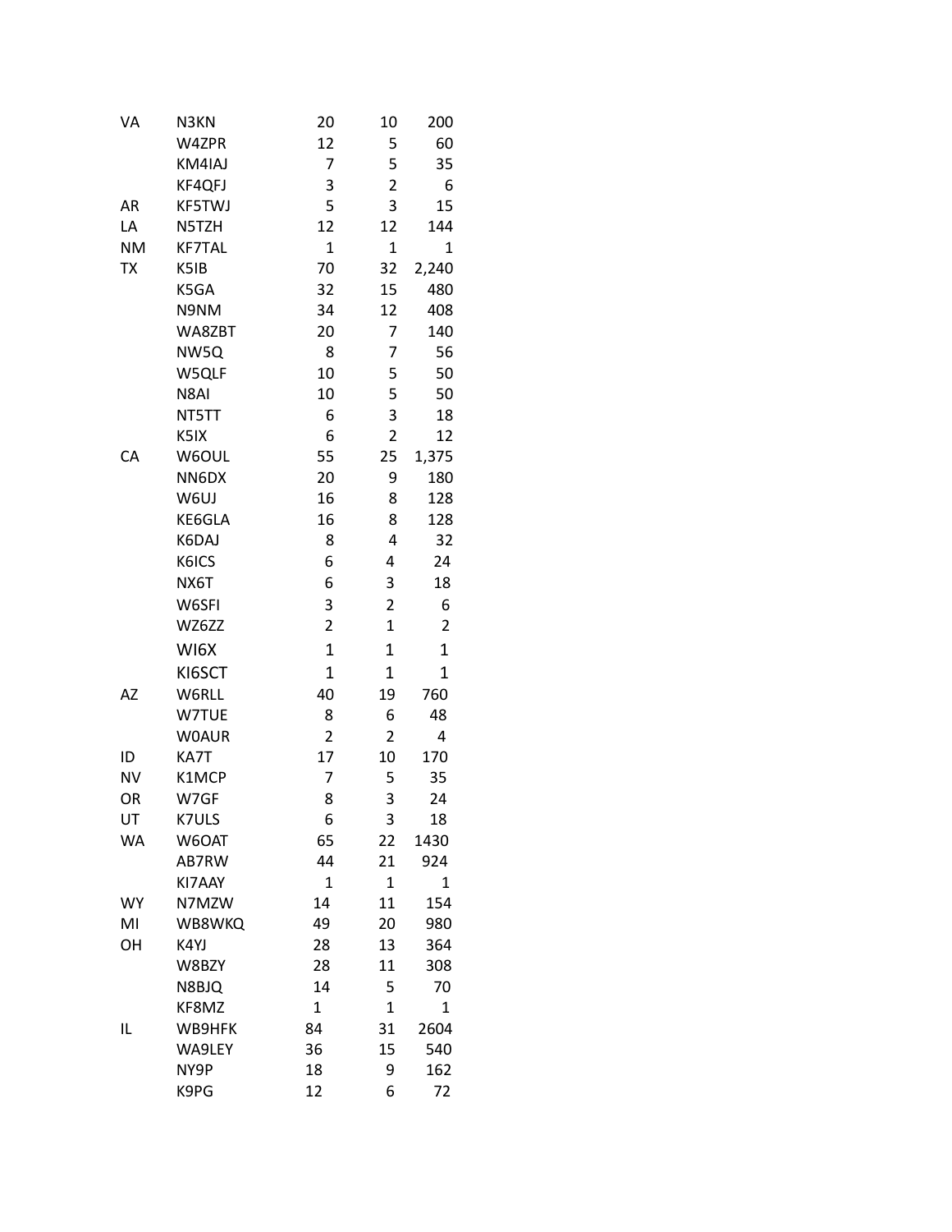| | | | | |
|---|---|---|---|---|
| VA | N3KN | 20 | 10 | 200 |
| | W4ZPR | 12 | 5 | 60 |
| | KM4IAJ | 7 | 5 | 35 |
| | KF4QFJ | 3 | 2 | 6 |
| AR | KF5TWJ | 5 | 3 | 15 |
| LA | N5TZH | 12 | 12 | 144 |
| NM | KF7TAL | 1 | 1 | 1 |
| TX | K5IB | 70 | 32 | 2,240 |
| | K5GA | 32 | 15 | 480 |
| | N9NM | 34 | 12 | 408 |
| | WA8ZBT | 20 | 7 | 140 |
| | NW5Q | 8 | 7 | 56 |
| | W5QLF | 10 | 5 | 50 |
| | N8AI | 10 | 5 | 50 |
| | NT5TT | 6 | 3 | 18 |
| | K5IX | 6 | 2 | 12 |
| CA | W6OUL | 55 | 25 | 1,375 |
| | NN6DX | 20 | 9 | 180 |
| | W6UJ | 16 | 8 | 128 |
| | KE6GLA | 16 | 8 | 128 |
| | K6DAJ | 8 | 4 | 32 |
| | K6ICS | 6 | 4 | 24 |
| | NX6T | 6 | 3 | 18 |
| | W6SFI | 3 | 2 | 6 |
| | WZ6ZZ | 2 | 1 | 2 |
| | WI6X | 1 | 1 | 1 |
| | KI6SCT | 1 | 1 | 1 |
| AZ | W6RLL | 40 | 19 | 760 |
| | W7TUE | 8 | 6 | 48 |
| | W0AUR | 2 | 2 | 4 |
| ID | KA7T | 17 | 10 | 170 |
| NV | K1MCP | 7 | 5 | 35 |
| OR | W7GF | 8 | 3 | 24 |
| UT | K7ULS | 6 | 3 | 18 |
| WA | W6OAT | 65 | 22 | 1430 |
| | AB7RW | 44 | 21 | 924 |
| | KI7AAY | 1 | 1 | 1 |
| WY | N7MZW | 14 | 11 | 154 |
| MI | WB8WKQ | 49 | 20 | 980 |
| OH | K4YJ | 28 | 13 | 364 |
| | W8BZY | 28 | 11 | 308 |
| | N8BJQ | 14 | 5 | 70 |
| | KF8MZ | 1 | 1 | 1 |
| IL | WB9HFK | 84 | 31 | 2604 |
| | WA9LEY | 36 | 15 | 540 |
| | NY9P | 18 | 9 | 162 |
| | K9PG | 12 | 6 | 72 |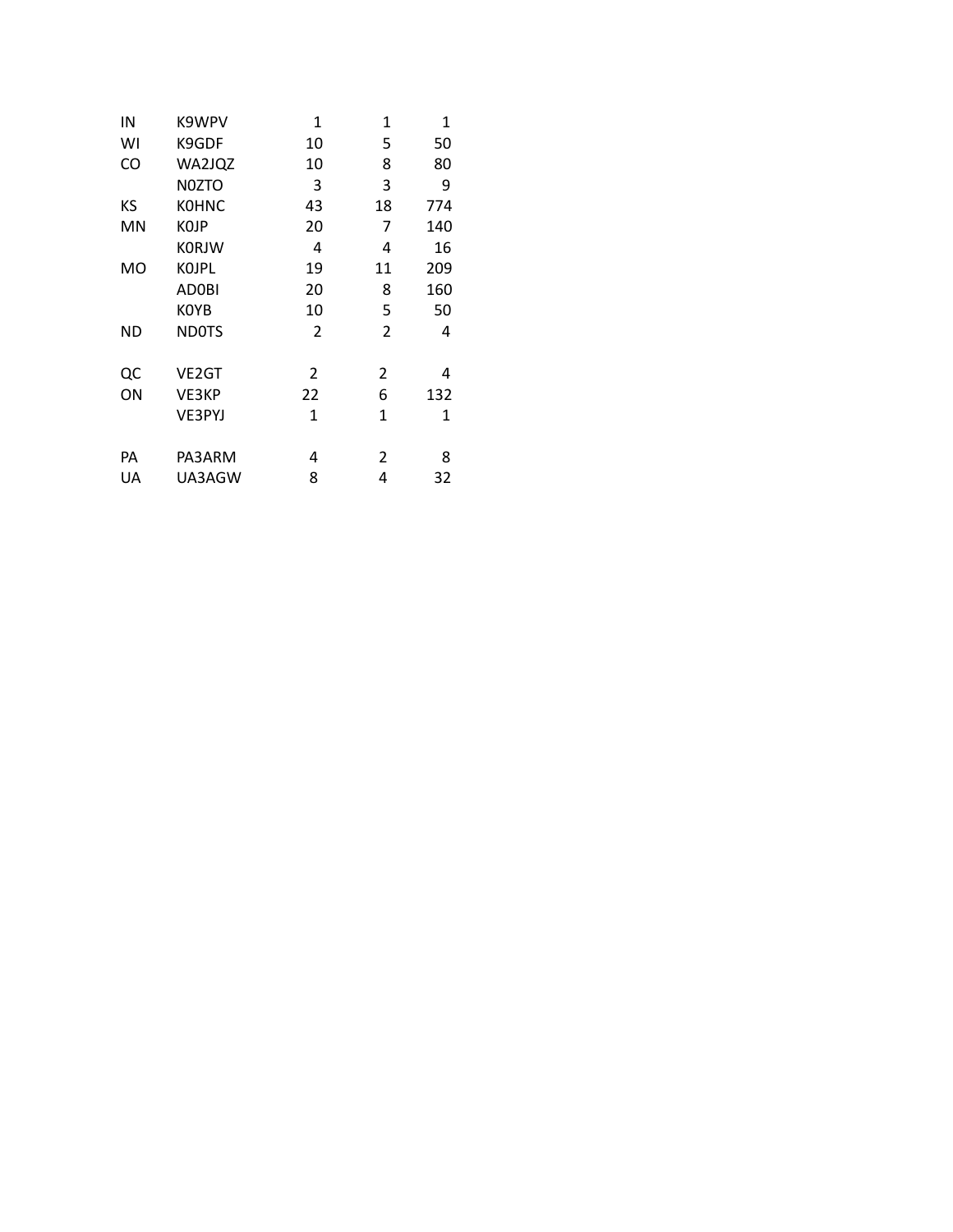| | | | | |
|---|---|---|---|---|
| IN | K9WPV | 1 | 1 | 1 |
| WI | K9GDF | 10 | 5 | 50 |
| CO | WA2JQZ | 10 | 8 | 80 |
| | N0ZTO | 3 | 3 | 9 |
| KS | K0HNC | 43 | 18 | 774 |
| MN | K0JP | 20 | 7 | 140 |
| | K0RJW | 4 | 4 | 16 |
| MO | K0JPL | 19 | 11 | 209 |
| | AD0BI | 20 | 8 | 160 |
| | K0YB | 10 | 5 | 50 |
| ND | ND0TS | 2 | 2 | 4 |
| | | | | |
| QC | VE2GT | 2 | 2 | 4 |
| ON | VE3KP | 22 | 6 | 132 |
| | VE3PYJ | 1 | 1 | 1 |
| | | | | |
| PA | PA3ARM | 4 | 2 | 8 |
| UA | UA3AGW | 8 | 4 | 32 |